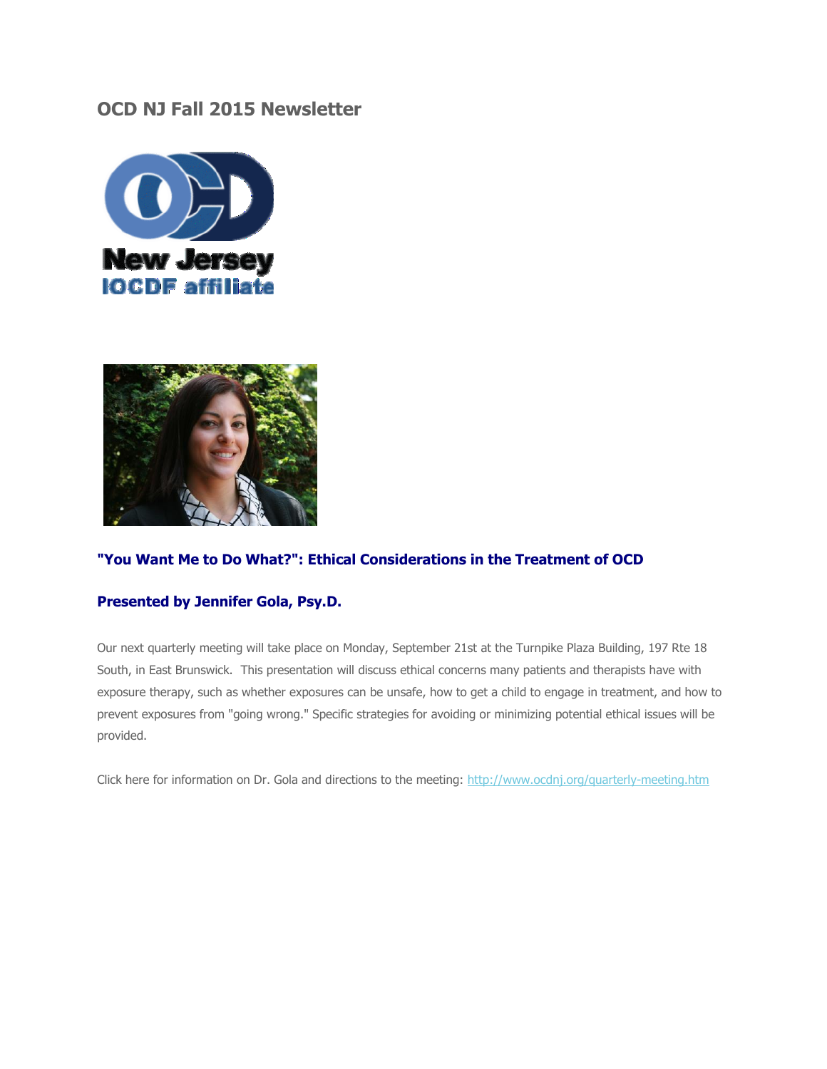# OCD NJ Fall 2015 Newsletter

### "You Want Me to Do What?": Ethical Considerations in the Treatment of OCD

### Presented by Jennifer Gola, Psy.D.

Our next quarterly meeting will take place on Monday, September 21st at the Turnpike Plaza Building, 197 Rte 18 South, in East Brunswick. This presentation will discuss ethical concerns many patients and therapists have with exposure therapy, such as whether exposures can be unsafe, how to get a child to engage in treatment, and how to prevent exposures from "going wrong." Specific strategies for avoiding or minimizing potential ethical issues will be provided.

Click here for information on Dr. Gola and directions to the meeting: http://www.ocdnj.org/quarterly-meeting.htm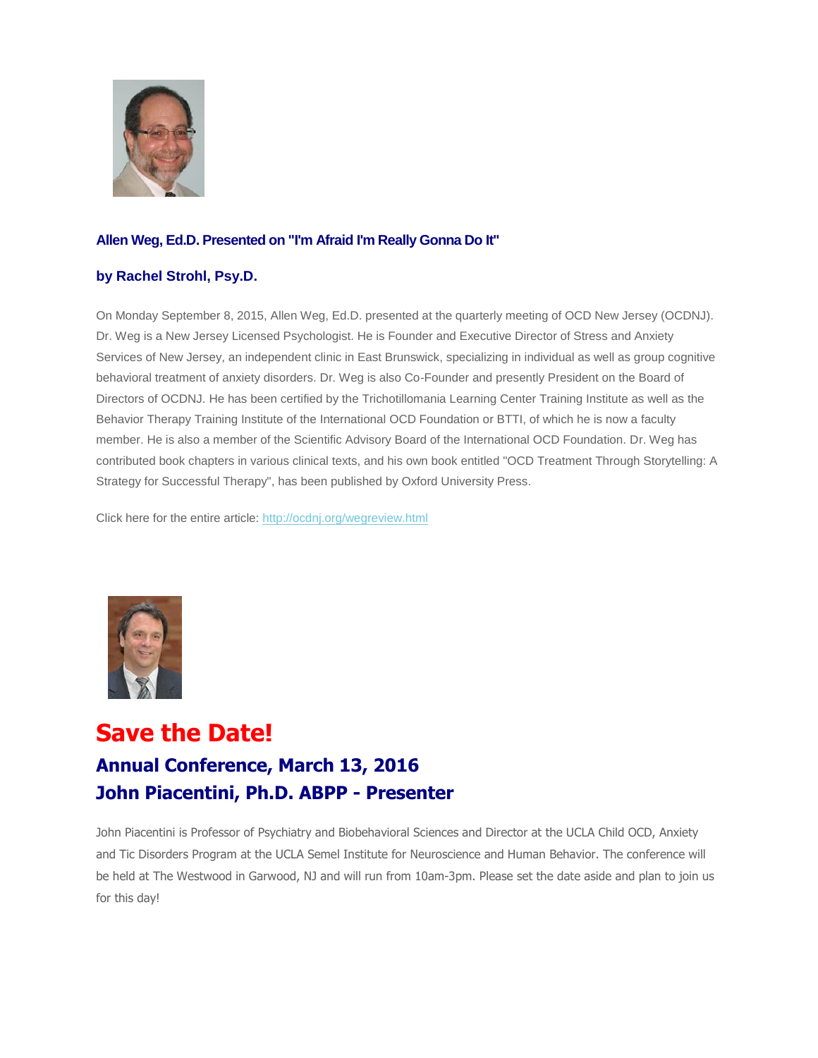### Allen Weg, Ed.D. Presented on "I'm Afraid I'm Really Gonna Do It"

### by Rachel Strohl, Psy.D.

On Monday September 8, 2015, Allen Weg, Ed.D. presented at the quarterly meeting of OCD New Jersey (OCDNJ). Dr. Weg is a New Jersey Licensed Psychologist. He is Founder and Executive Director of Stress and Anxiety Services of New Jersey, an independent clinic in East Brunswick, specializing in individual as well as group cognitive behavioral treatment of anxiety disorders. Dr. Weg is also Co-Founder and presently President on the Board of Directors of OCDNJ. He has been certified by the Trichotillomania Learning Center Training Institute as well as the Behavior Therapy Training Institute of the International OCD Foundation or BTTI, of which he is now a faculty member. He is also a member of the Scientific Advisory Board of the International OCD Foundation. Dr. Weg has contributed book chapters in various clinical texts, and his own book entitled "OCD Treatment Through Storytelling: A Strategy for Successful Therapy", has been published by Oxford University Press.

Click here for the entire article: http://ocdnj.org/wegreview.html

# Save the Date!

## Annual Conference, March 13, 2016
## John Piacentini, Ph.D. ABPP - Presenter

John Piacentini is Professor of Psychiatry and Biobehavioral Sciences and Director at the UCLA Child OCD, Anxiety and Tic Disorders Program at the UCLA Semel Institute for Neuroscience and Human Behavior. The conference will be held at The Westwood in Garwood, NJ and will run from 10am-3pm. Please set the date aside and plan to join us for this day!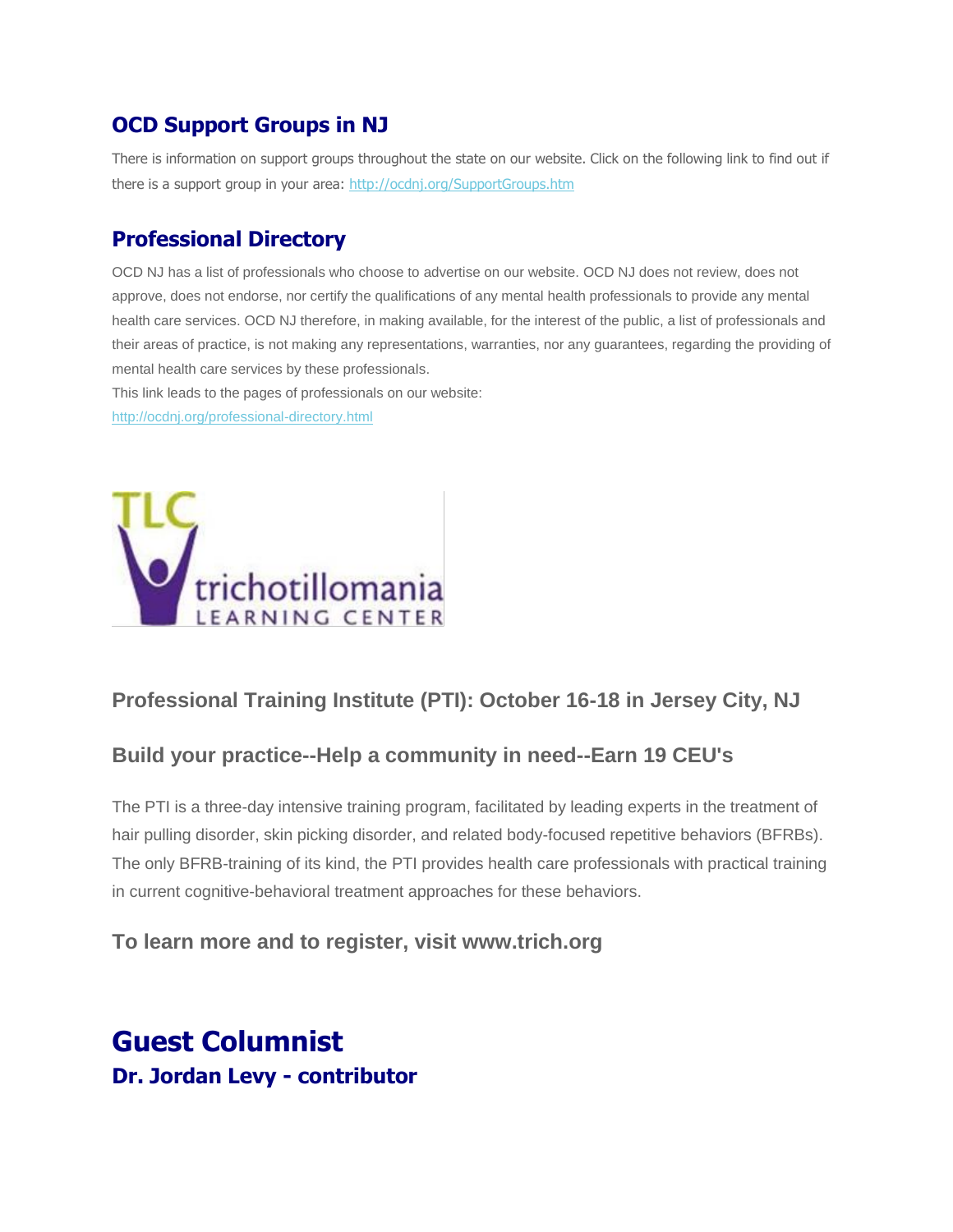## OCD Support Groups in NJ

There is information on support groups throughout the state on our website. Click on the following link to find out if there is a support group in your area: http://ocdnj.org/SupportGroups.htm

## Professional Directory

OCD NJ has a list of professionals who choose to advertise on our website. OCD NJ does not review, does not approve, does not endorse, nor certify the qualifications of any mental health professionals to provide any mental health care services. OCD NJ therefore, in making available, for the interest of the public, a list of professionals and their areas of practice, is not making any representations, warranties, nor any guarantees, regarding the providing of mental health care services by these professionals.
This link leads to the pages of professionals on our website:
http://ocdnj.org/professional-directory.html

TLC trichotillomania LEARNING CENTER

### Professional Training Institute (PTI): October 16-18 in Jersey City, NJ

### Build your practice--Help a community in need--Earn 19 CEU's

The PTI is a three-day intensive training program, facilitated by leading experts in the treatment of hair pulling disorder, skin picking disorder, and related body-focused repetitive behaviors (BFRBs). The only BFRB-training of its kind, the PTI provides health care professionals with practical training in current cognitive-behavioral treatment approaches for these behaviors.

### To learn more and to register, visit www.trich.org

# Guest Columnist

## Dr. Jordan Levy - contributor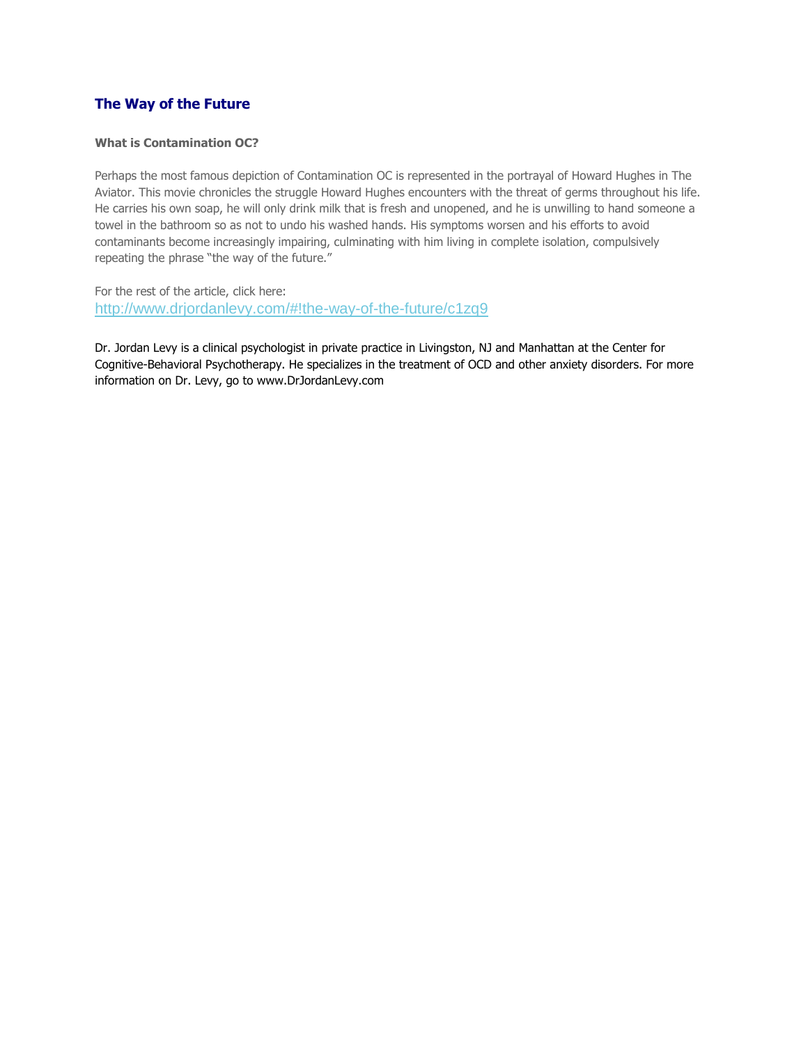## The Way of the Future

### What is Contamination OC?

Perhaps the most famous depiction of Contamination OC is represented in the portrayal of Howard Hughes in The Aviator. This movie chronicles the struggle Howard Hughes encounters with the threat of germs throughout his life. He carries his own soap, he will only drink milk that is fresh and unopened, and he is unwilling to hand someone a towel in the bathroom so as not to undo his washed hands. His symptoms worsen and his efforts to avoid contaminants become increasingly impairing, culminating with him living in complete isolation, compulsively repeating the phrase "the way of the future."

For the rest of the article, click here:
http://www.drjordanlevy.com/#!the-way-of-the-future/c1zq9

Dr. Jordan Levy is a clinical psychologist in private practice in Livingston, NJ and Manhattan at the Center for Cognitive-Behavioral Psychotherapy. He specializes in the treatment of OCD and other anxiety disorders. For more information on Dr. Levy, go to www.DrJordanLevy.com